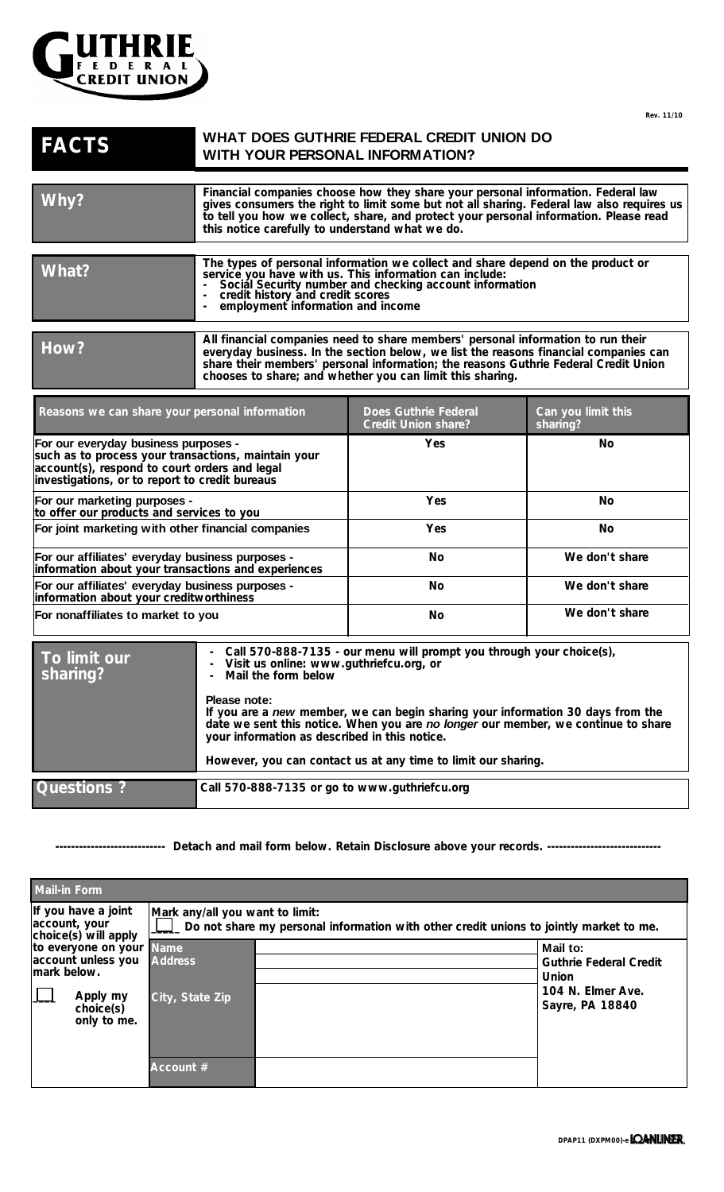**GUTHRIE FEDERAL CREDIT UNION**

Rev. 11/10

| FACTS | WHAT DOES GUTHRIE FEDERAL CREDIT UNION DO WITH YOUR PERSONAL INFORMATION? |
|---|---|
| **Why?** | Financial companies choose how they share your personal information. Federal law gives consumers the right to limit some but not all sharing. Federal law also requires us to tell you how we collect, share, and protect your personal information. Please read this notice carefully to understand what we do. |
| **What?** | The types of personal information we collect and share depend on the product or service you have with us. This information can include:<br>- Social Security number and checking account information<br>- credit history and credit scores<br>- employment information and income |
| **How?** | All financial companies need to share members' personal information to run their everyday business. In the section below, we list the reasons financial companies can share their members' personal information; the reasons Guthrie Federal Credit Union chooses to share; and whether you can limit this sharing. |

| Reasons we can share your personal information | Does Guthrie Federal Credit Union share? | Can you limit this sharing? |
|---|---|---|
| **For our everyday business purposes -** such as to process your transactions, maintain your account(s), respond to court orders and legal investigations, or to report to credit bureaus | Yes | No |
| **For our marketing purposes -** to offer our products and services to you | Yes | No |
| **For joint marketing with other financial companies** | Yes | No |
| **For our affiliates' everyday business purposes -** information about your transactions and experiences | No | We don't share |
| **For our affiliates' everyday business purposes -** information about your creditworthiness | No | We don't share |
| **For nonaffiliates to market to you** | No | We don't share |

| | |
|---|---|
| **To limit our sharing?** | - Call 570-888-7135 - our menu will prompt you through your choice(s),<br>- Visit us online: www.guthriefcu.org, or<br>- Mail the form below<br><br>**Please note:**<br>If you are a *new* member, we can begin sharing your information 30 days from the date we sent this notice. When you are *no longer* our member, we continue to share your information as described in this notice.<br><br>However, you can contact us at any time to limit our sharing. |
| **Questions ?** | Call 570-888-7135 or go to www.guthriefcu.org |

---------------------------- Detach and mail form below. Retain Disclosure above your records. ----------------------------

| Mail-in Form | | | |
|---|---|---|---|
| If you have a joint account, your choice(s) will apply to everyone on your account unless you mark below.<br><br>___ Apply my choice(s) only to me. | Mark any/all you want to limit:<br>___ Do not share my personal information with other credit unions to jointly market to me. | | |
| | Name | | Mail to:<br>Guthrie Federal Credit Union<br>104 N. Elmer Ave.<br>Sayre, PA 18840 |
| | Address | | |
| | City, State Zip | | |
| | Account # | | |

DPAP11 (DXPM00)-e LOANLINER.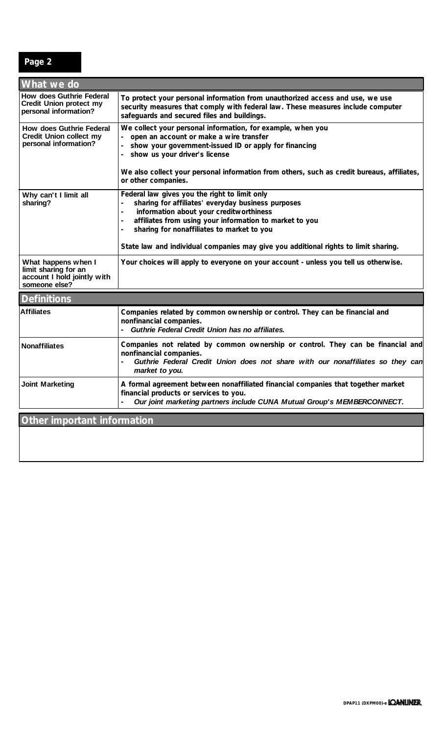## What we do

| | |
|---|---|
| **How does Guthrie Federal Credit Union protect my personal information?** | **To protect your personal information from unauthorized access and use, we use security measures that comply with federal law. These measures include computer safeguards and secured files and buildings.** |
| **How does Guthrie Federal Credit Union collect my personal information?** | **We collect your personal information, for example, when you**<br>**- open an account or make a wire transfer**<br>**- show your government-issued ID or apply for financing**<br>**- show us your driver's license**<br><br>**We also collect your personal information from others, such as credit bureaus, affiliates, or other companies.** |
| **Why can't I limit all sharing?** | **Federal law gives you the right to limit only**<br>**- sharing for affiliates' everyday business purposes**<br>**- information about your creditworthiness**<br>**- affiliates from using your information to market to you**<br>**- sharing for nonaffiliates to market to you**<br><br>**State law and individual companies may give you additional rights to limit sharing.** |
| **What happens when I limit sharing for an account I hold jointly with someone else?** | **Your choices will apply to everyone on your account - unless you tell us otherwise.** |

## Definitions

| | |
|---|---|
| **Affiliates** | **Companies related by common ownership or control. They can be financial and nonfinancial companies.**<br>**- *Guthrie Federal Credit Union has no affiliates.*** |
| **Nonaffiliates** | **Companies not related by common ownership or control. They can be financial and nonfinancial companies.**<br>**- *Guthrie Federal Credit Union does not share with our nonaffiliates so they can market to you.*** |
| **Joint Marketing** | **A formal agreement between nonaffiliated financial companies that together market financial products or services to you.**<br>**- *Our joint marketing partners include CUNA Mutual Group's MEMBERCONNECT.*** |

## Other important information

DPAP11 (DXPM00)-e LOANLINER